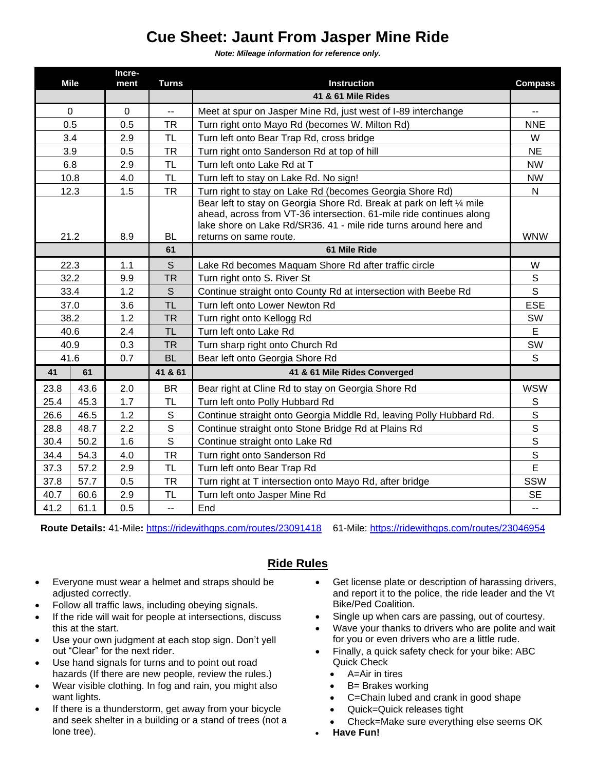# Cue Sheet: Jaunt From Jasper Mine Ride

***Note: Mileage information for reference only.***

| Mile | | Incre-ment | Turns | Instruction | Compass |
|---|---|---|---|---|---|
| | | | | **41 & 61 Mile Rides** | |
| 0 | | 0 | -- | Meet at spur on Jasper Mine Rd, just west of I-89 interchange | -- |
| 0.5 | | 0.5 | TR | Turn right onto Mayo Rd (becomes W. Milton Rd) | NNE |
| 3.4 | | 2.9 | TL | Turn left onto Bear Trap Rd, cross bridge | W |
| 3.9 | | 0.5 | TR | Turn right onto Sanderson Rd at top of hill | NE |
| 6.8 | | 2.9 | TL | Turn left onto Lake Rd at T | NW |
| 10.8 | | 4.0 | TL | Turn left to stay on Lake Rd. No sign! | NW |
| 12.3 | | 1.5 | TR | Turn right to stay on Lake Rd (becomes Georgia Shore Rd) | N |
| 21.2 | | 8.9 | BL | Bear left to stay on Georgia Shore Rd. Break at park on left ¼ mile ahead, across from VT-36 intersection. 61-mile ride continues along lake shore on Lake Rd/SR36. 41 - mile ride turns around here and returns on same route. | WNW |
| | | | **61** | **61 Mile Ride** | |
| 22.3 | | 1.1 | S | Lake Rd becomes Maquam Shore Rd after traffic circle | W |
| 32.2 | | 9.9 | TR | Turn right onto S. River St | S |
| 33.4 | | 1.2 | S | Continue straight onto County Rd at intersection with Beebe Rd | S |
| 37.0 | | 3.6 | TL | Turn left onto Lower Newton Rd | ESE |
| 38.2 | | 1.2 | TR | Turn right onto Kellogg Rd | SW |
| 40.6 | | 2.4 | TL | Turn left onto Lake Rd | E |
| 40.9 | | 0.3 | TR | Turn sharp right onto Church Rd | SW |
| 41.6 | | 0.7 | BL | Bear left onto Georgia Shore Rd | S |
| **41** | **61** | | **41 & 61** | **41 & 61 Mile Rides Converged** | |
| 23.8 | 43.6 | 2.0 | BR | Bear right at Cline Rd to stay on Georgia Shore Rd | WSW |
| 25.4 | 45.3 | 1.7 | TL | Turn left onto Polly Hubbard Rd | S |
| 26.6 | 46.5 | 1.2 | S | Continue straight onto Georgia Middle Rd, leaving Polly Hubbard Rd. | S |
| 28.8 | 48.7 | 2.2 | S | Continue straight onto Stone Bridge Rd at Plains Rd | S |
| 30.4 | 50.2 | 1.6 | S | Continue straight onto Lake Rd | S |
| 34.4 | 54.3 | 4.0 | TR | Turn right onto Sanderson Rd | S |
| 37.3 | 57.2 | 2.9 | TL | Turn left onto Bear Trap Rd | E |
| 37.8 | 57.7 | 0.5 | TR | Turn right at T intersection onto Mayo Rd, after bridge | SSW |
| 40.7 | 60.6 | 2.9 | TL | Turn left onto Jasper Mine Rd | SE |
| 41.2 | 61.1 | 0.5 | -- | End | -- |

**Route Details:** 41-Mile**:** https://ridewithgps.com/routes/23091418 61-Mile: https://ridewithgps.com/routes/23046954

## Ride Rules

- Everyone must wear a helmet and straps should be adjusted correctly.
- Follow all traffic laws, including obeying signals.
- If the ride will wait for people at intersections, discuss this at the start.
- Use your own judgment at each stop sign. Don't yell out "Clear" for the next rider.
- Use hand signals for turns and to point out road hazards (If there are new people, review the rules.)
- Wear visible clothing. In fog and rain, you might also want lights.
- If there is a thunderstorm, get away from your bicycle and seek shelter in a building or a stand of trees (not a lone tree).
- Get license plate or description of harassing drivers, and report it to the police, the ride leader and the Vt Bike/Ped Coalition.
- Single up when cars are passing, out of courtesy.
- Wave your thanks to drivers who are polite and wait for you or even drivers who are a little rude.
- Finally, a quick safety check for your bike: ABC Quick Check
  - A=Air in tires
  - B= Brakes working
  - C=Chain lubed and crank in good shape
  - Quick=Quick releases tight
  - Check=Make sure everything else seems OK
- **Have Fun!**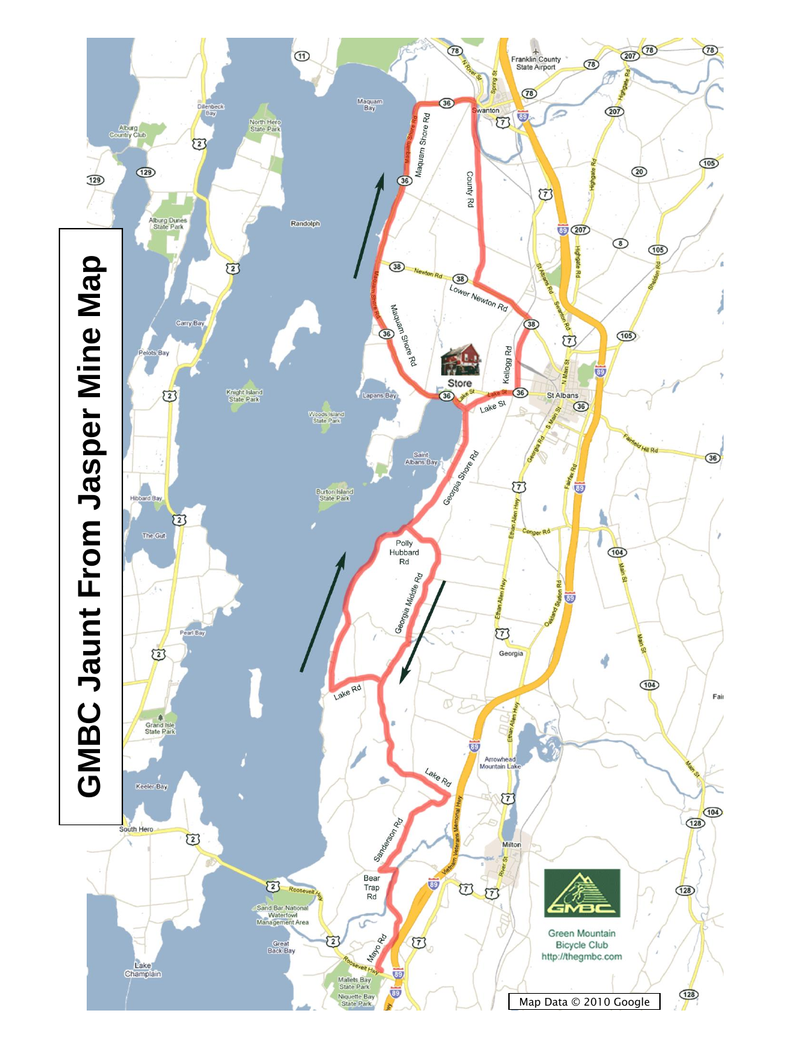# GMBC Jaunt From Jasper Mine Map

Store

Green Mountain Bicycle Club
http://thegmbc.com

Map Data © 2010 Google